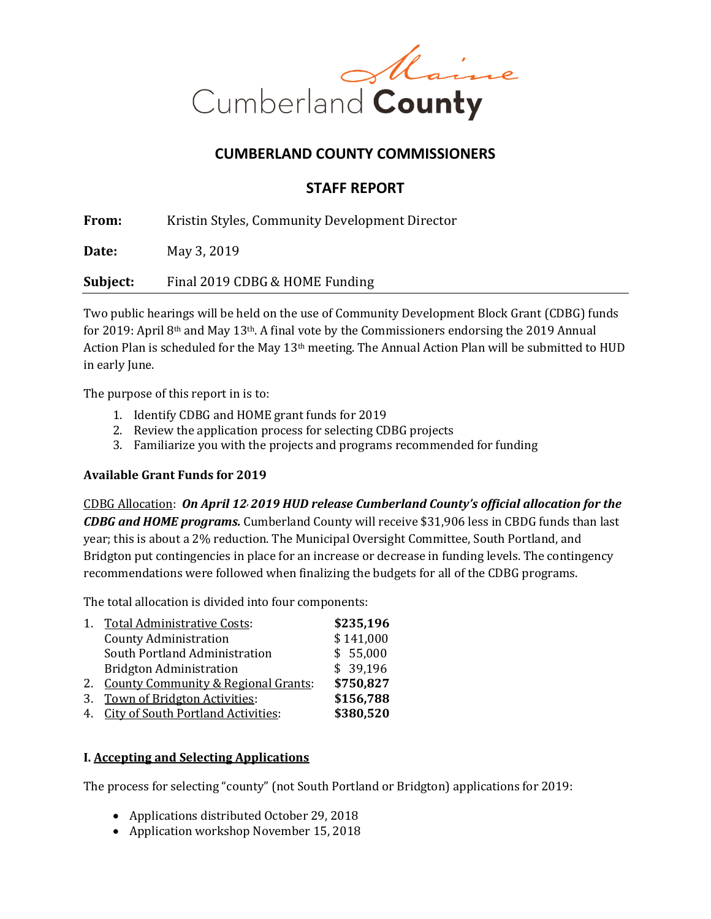Cumberland County Maine

## CUMBERLAND COUNTY COMMISSIONERS

## STAFF REPORT

**From:** Kristin Styles, Community Development Director

**Date:** May 3, 2019

**Subject:** Final 2019 CDBG & HOME Funding

Two public hearings will be held on the use of Community Development Block Grant (CDBG) funds for 2019: April 8th and May 13th. A final vote by the Commissioners endorsing the 2019 Annual Action Plan is scheduled for the May 13th meeting. The Annual Action Plan will be submitted to HUD in early June.

The purpose of this report in is to:

1. Identify CDBG and HOME grant funds for 2019
2. Review the application process for selecting CDBG projects
3. Familiarize you with the projects and programs recommended for funding

**Available Grant Funds for 2019**

<u>CDBG Allocation</u>: ***On April 12, 2019 HUD release Cumberland County's official allocation for the CDBG and HOME programs.*** Cumberland County will receive $31,906 less in CBDG funds than last year; this is about a 2% reduction. The Municipal Oversight Committee, South Portland, and Bridgton put contingencies in place for an increase or decrease in funding levels. The contingency recommendations were followed when finalizing the budgets for all of the CDBG programs.

The total allocation is divided into four components:

| | | |
|---|---|---|
| 1. | <u>Total Administrative Costs</u>: | **$235,196** |
| | County Administration | $ 141,000 |
| | South Portland Administration | $ 55,000 |
| | Bridgton Administration | $ 39,196 |
| 2. | <u>County Community & Regional Grants</u>: | **$750,827** |
| 3. | <u>Town of Bridgton Activities</u>: | **$156,788** |
| 4. | <u>City of South Portland Activities</u>: | **$380,520** |

**I. <u>Accepting and Selecting Applications</u>**

The process for selecting "county" (not South Portland or Bridgton) applications for 2019:

- Applications distributed October 29, 2018
- Application workshop November 15, 2018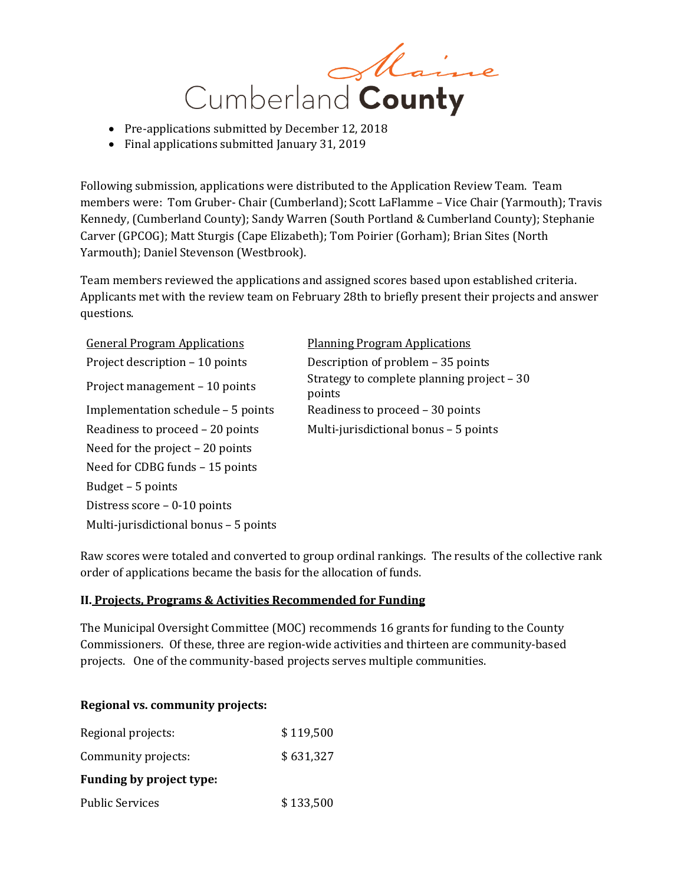- Pre-applications submitted by December 12, 2018
- Final applications submitted January 31, 2019

Following submission, applications were distributed to the Application Review Team. Team members were: Tom Gruber- Chair (Cumberland); Scott LaFlamme – Vice Chair (Yarmouth); Travis Kennedy, (Cumberland County); Sandy Warren (South Portland & Cumberland County); Stephanie Carver (GPCOG); Matt Sturgis (Cape Elizabeth); Tom Poirier (Gorham); Brian Sites (North Yarmouth); Daniel Stevenson (Westbrook).

Team members reviewed the applications and assigned scores based upon established criteria. Applicants met with the review team on February 28th to briefly present their projects and answer questions.

| General Program Applications | Planning Program Applications |
|---|---|
| Project description – 10 points | Description of problem – 35 points |
| Project management – 10 points | Strategy to complete planning project – 30 points |
| Implementation schedule – 5 points | Readiness to proceed – 30 points |
| Readiness to proceed – 20 points | Multi-jurisdictional bonus – 5 points |
| Need for the project – 20 points | |
| Need for CDBG funds – 15 points | |
| Budget – 5 points | |
| Distress score – 0-10 points | |
| Multi-jurisdictional bonus – 5 points | |

Raw scores were totaled and converted to group ordinal rankings. The results of the collective rank order of applications became the basis for the allocation of funds.

## II. Projects, Programs & Activities Recommended for Funding

The Municipal Oversight Committee (MOC) recommends 16 grants for funding to the County Commissioners. Of these, three are region-wide activities and thirteen are community-based projects. One of the community-based projects serves multiple communities.

**Regional vs. community projects:**

| | |
|---|---|
| Regional projects: | $ 119,500 |
| Community projects: | $ 631,327 |

**Funding by project type:**

| | |
|---|---|
| Public Services | $ 133,500 |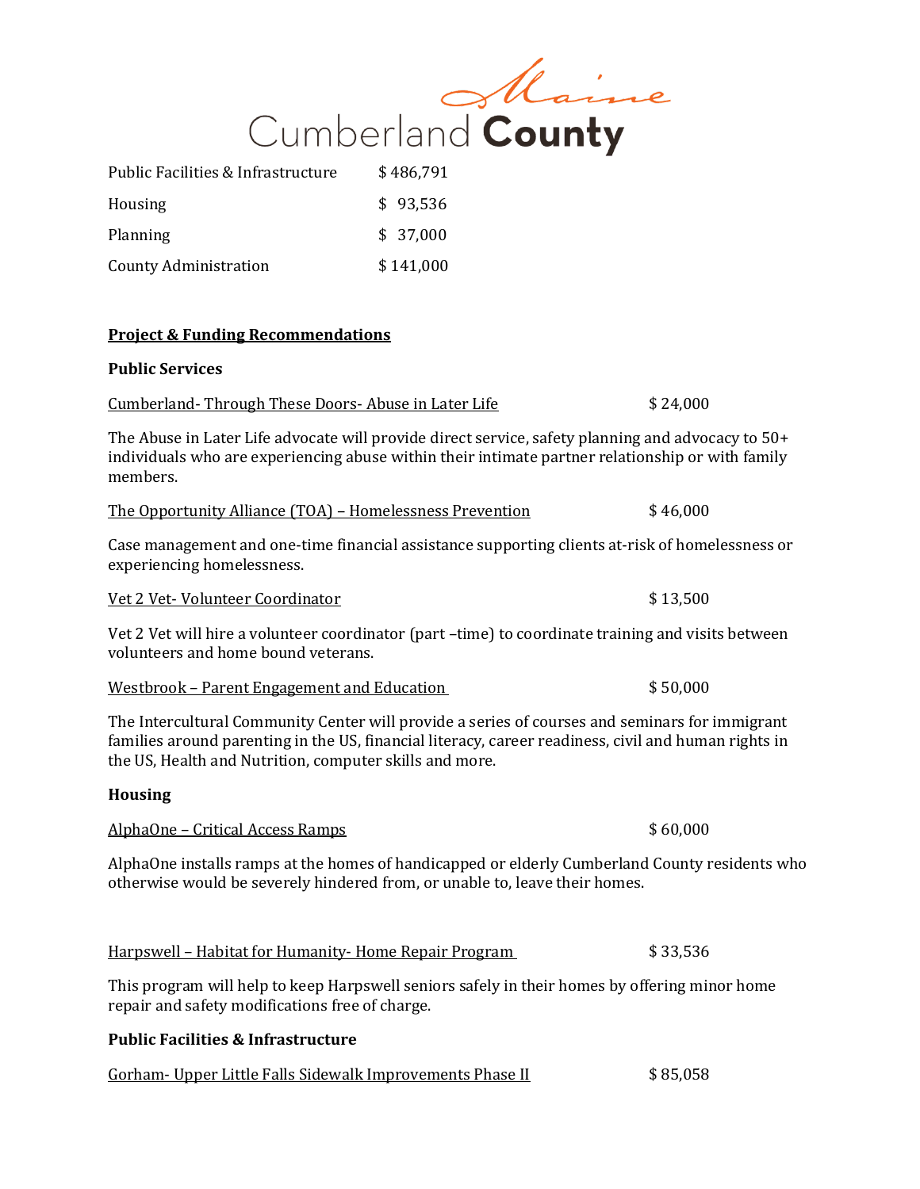| | |
|---|---|
| Public Facilities & Infrastructure | $ 486,791 |
| Housing | $ 93,536 |
| Planning | $ 37,000 |
| County Administration | $ 141,000 |

**Project & Funding Recommendations**

**Public Services**

Cumberland- Through These Doors- Abuse in Later Life $ 24,000

The Abuse in Later Life advocate will provide direct service, safety planning and advocacy to 50+ individuals who are experiencing abuse within their intimate partner relationship or with family members.

The Opportunity Alliance (TOA) – Homelessness Prevention $ 46,000

Case management and one-time financial assistance supporting clients at-risk of homelessness or experiencing homelessness.

Vet 2 Vet- Volunteer Coordinator $ 13,500

Vet 2 Vet will hire a volunteer coordinator (part –time) to coordinate training and visits between volunteers and home bound veterans.

Westbrook – Parent Engagement and Education $ 50,000

The Intercultural Community Center will provide a series of courses and seminars for immigrant families around parenting in the US, financial literacy, career readiness, civil and human rights in the US, Health and Nutrition, computer skills and more.

**Housing**

AlphaOne – Critical Access Ramps $ 60,000

AlphaOne installs ramps at the homes of handicapped or elderly Cumberland County residents who otherwise would be severely hindered from, or unable to, leave their homes.

Harpswell – Habitat for Humanity- Home Repair Program $ 33,536

This program will help to keep Harpswell seniors safely in their homes by offering minor home repair and safety modifications free of charge.

**Public Facilities & Infrastructure**

Gorham- Upper Little Falls Sidewalk Improvements Phase II $ 85,058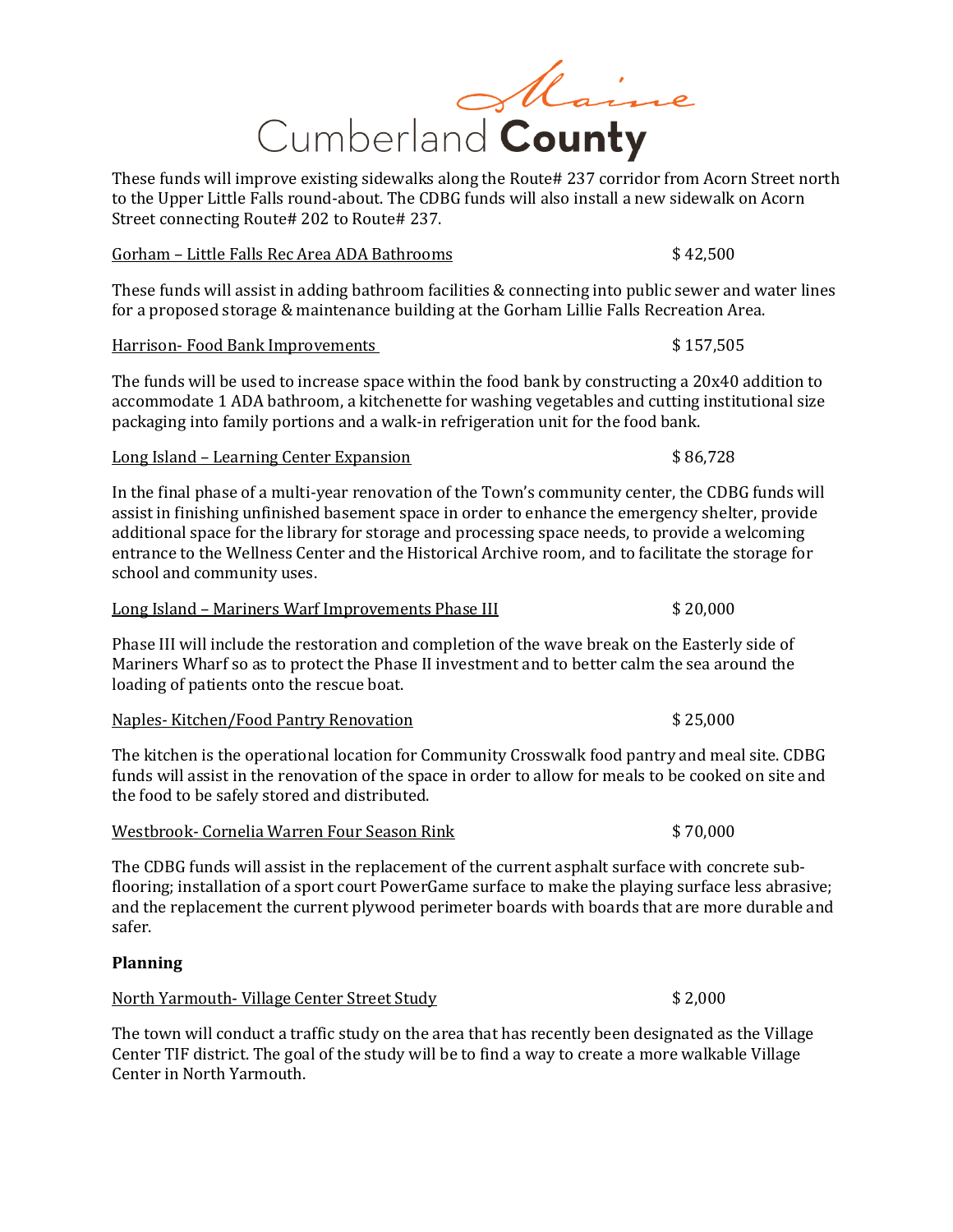These funds will improve existing sidewalks along the Route# 237 corridor from Acorn Street north to the Upper Little Falls round-about. The CDBG funds will also install a new sidewalk on Acorn Street connecting Route# 202 to Route# 237.

Gorham – Little Falls Rec Area ADA Bathrooms $ 42,500

These funds will assist in adding bathroom facilities & connecting into public sewer and water lines for a proposed storage & maintenance building at the Gorham Lillie Falls Recreation Area.

Harrison- Food Bank Improvements $ 157,505

The funds will be used to increase space within the food bank by constructing a 20x40 addition to accommodate 1 ADA bathroom, a kitchenette for washing vegetables and cutting institutional size packaging into family portions and a walk-in refrigeration unit for the food bank.

Long Island – Learning Center Expansion $ 86,728

In the final phase of a multi-year renovation of the Town's community center, the CDBG funds will assist in finishing unfinished basement space in order to enhance the emergency shelter, provide additional space for the library for storage and processing space needs, to provide a welcoming entrance to the Wellness Center and the Historical Archive room, and to facilitate the storage for school and community uses.

Long Island – Mariners Warf Improvements Phase III $ 20,000

Phase III will include the restoration and completion of the wave break on the Easterly side of Mariners Wharf so as to protect the Phase II investment and to better calm the sea around the loading of patients onto the rescue boat.

Naples- Kitchen/Food Pantry Renovation $ 25,000

The kitchen is the operational location for Community Crosswalk food pantry and meal site. CDBG funds will assist in the renovation of the space in order to allow for meals to be cooked on site and the food to be safely stored and distributed.

Westbrook- Cornelia Warren Four Season Rink $ 70,000

The CDBG funds will assist in the replacement of the current asphalt surface with concrete sub-flooring; installation of a sport court PowerGame surface to make the playing surface less abrasive; and the replacement the current plywood perimeter boards with boards that are more durable and safer.

**Planning**

North Yarmouth- Village Center Street Study $ 2,000

The town will conduct a traffic study on the area that has recently been designated as the Village Center TIF district. The goal of the study will be to find a way to create a more walkable Village Center in North Yarmouth.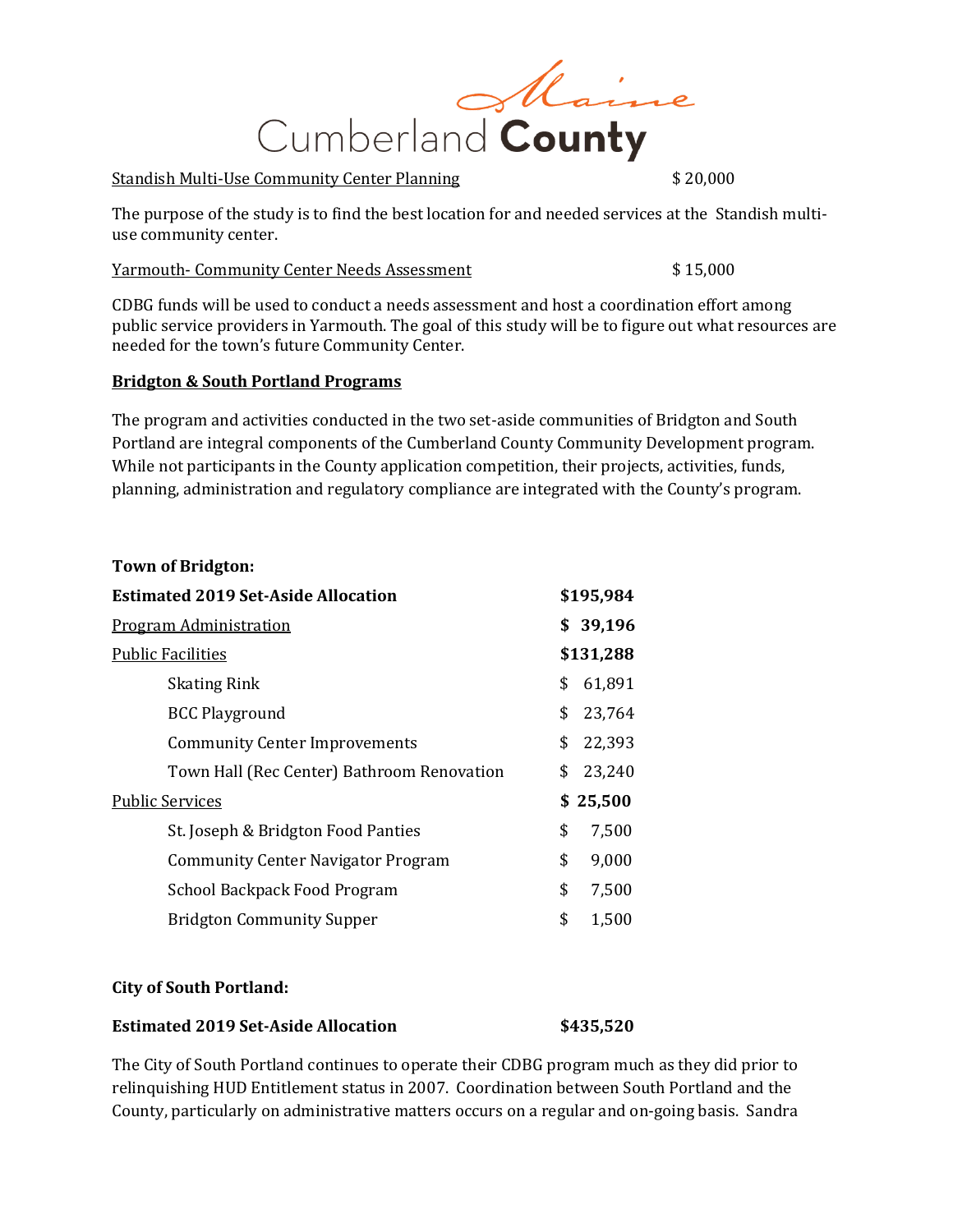Standish Multi-Use Community Center Planning $ 20,000

The purpose of the study is to find the best location for and needed services at the Standish multi-use community center.

Yarmouth- Community Center Needs Assessment $ 15,000

CDBG funds will be used to conduct a needs assessment and host a coordination effort among public service providers in Yarmouth. The goal of this study will be to figure out what resources are needed for the town's future Community Center.

**Bridgton & South Portland Programs**

The program and activities conducted in the two set-aside communities of Bridgton and South Portland are integral components of the Cumberland County Community Development program. While not participants in the County application competition, their projects, activities, funds, planning, administration and regulatory compliance are integrated with the County's program.

**Town of Bridgton:**

| | |
|---|---|
| **Estimated 2019 Set-Aside Allocation** | **$195,984** |
| Program Administration | **$ 39,196** |
| Public Facilities | **$131,288** |
| Skating Rink | $ 61,891 |
| BCC Playground | $ 23,764 |
| Community Center Improvements | $ 22,393 |
| Town Hall (Rec Center) Bathroom Renovation | $ 23,240 |
| Public Services | **$ 25,500** |
| St. Joseph & Bridgton Food Panties | $ 7,500 |
| Community Center Navigator Program | $ 9,000 |
| School Backpack Food Program | $ 7,500 |
| Bridgton Community Supper | $ 1,500 |

**City of South Portland:**

**Estimated 2019 Set-Aside Allocation** **$435,520**

The City of South Portland continues to operate their CDBG program much as they did prior to relinquishing HUD Entitlement status in 2007. Coordination between South Portland and the County, particularly on administrative matters occurs on a regular and on-going basis. Sandra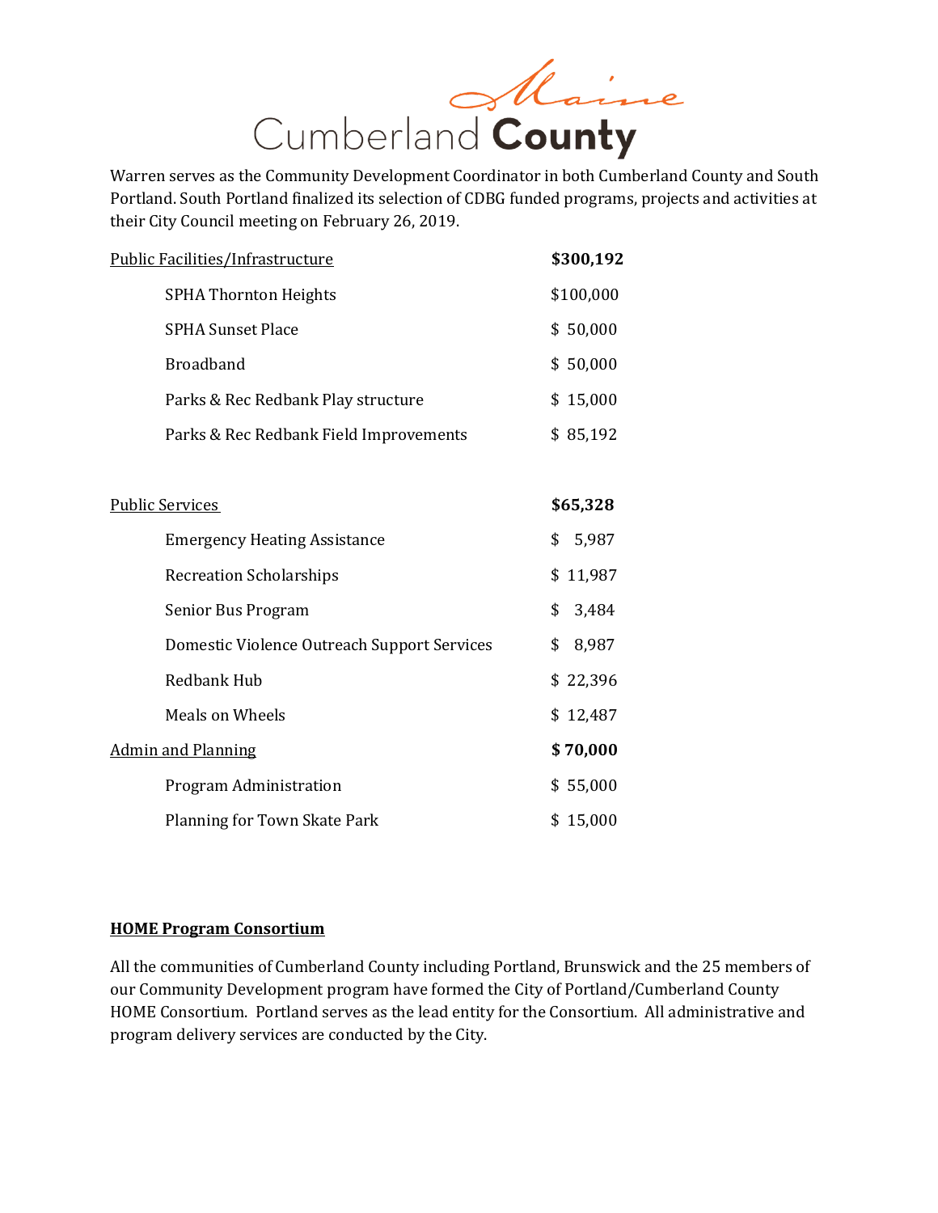Warren serves as the Community Development Coordinator in both Cumberland County and South Portland. South Portland finalized its selection of CDBG funded programs, projects and activities at their City Council meeting on February 26, 2019.

| Category / Item | Amount |
|---|---|
| Public Facilities/Infrastructure | **$300,192** |
| SPHA Thornton Heights | $100,000 |
| SPHA Sunset Place | $ 50,000 |
| Broadband | $ 50,000 |
| Parks & Rec Redbank Play structure | $ 15,000 |
| Parks & Rec Redbank Field Improvements | $ 85,192 |
| Public Services | **$65,328** |
| Emergency Heating Assistance | $ 5,987 |
| Recreation Scholarships | $ 11,987 |
| Senior Bus Program | $ 3,484 |
| Domestic Violence Outreach Support Services | $ 8,987 |
| Redbank Hub | $ 22,396 |
| Meals on Wheels | $ 12,487 |
| Admin and Planning | **$ 70,000** |
| Program Administration | $ 55,000 |
| Planning for Town Skate Park | $ 15,000 |

**HOME Program Consortium**

All the communities of Cumberland County including Portland, Brunswick and the 25 members of our Community Development program have formed the City of Portland/Cumberland County HOME Consortium. Portland serves as the lead entity for the Consortium. All administrative and program delivery services are conducted by the City.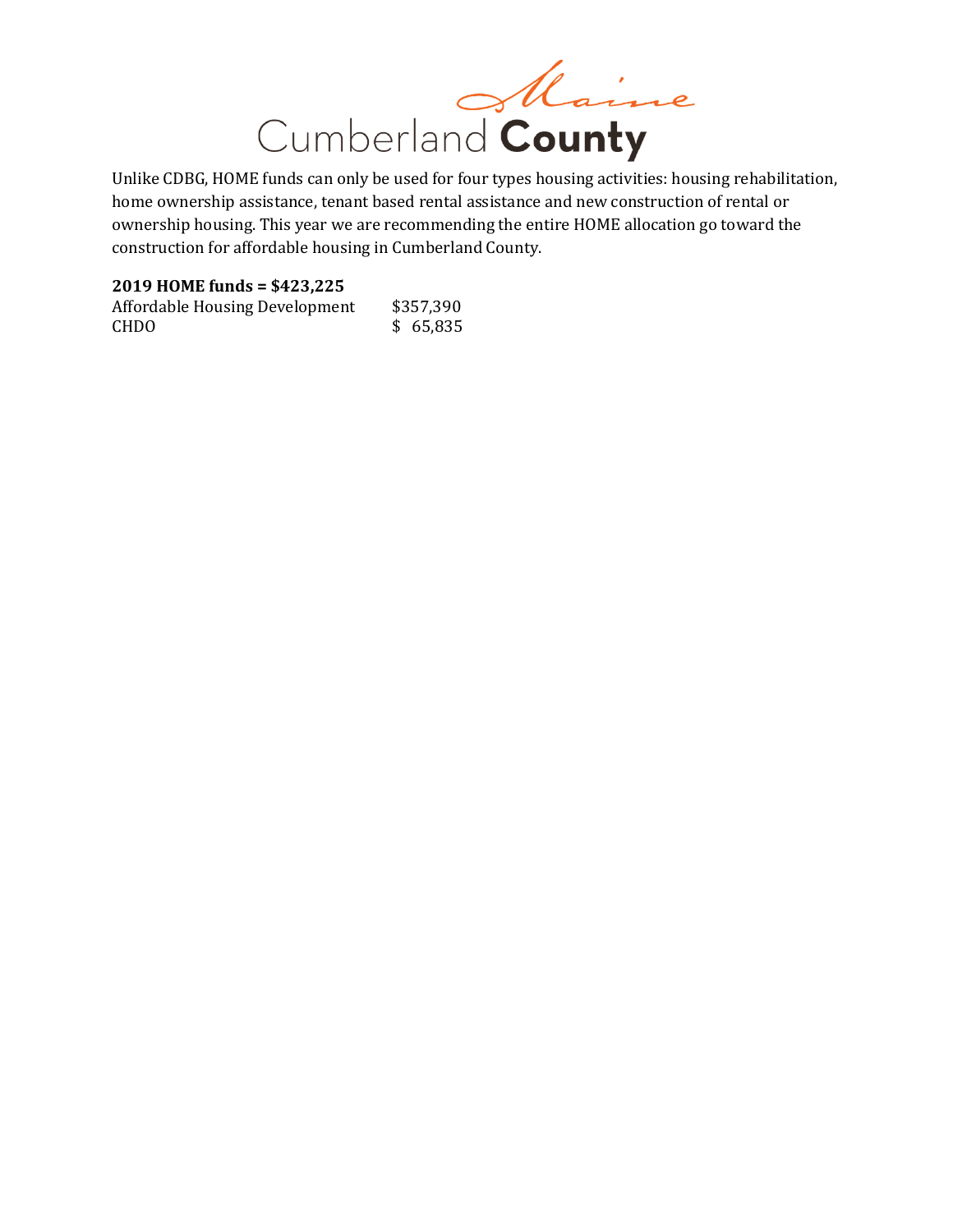Unlike CDBG, HOME funds can only be used for four types housing activities: housing rehabilitation, home ownership assistance, tenant based rental assistance and new construction of rental or ownership housing. This year we are recommending the entire HOME allocation go toward the construction for affordable housing in Cumberland County.

**2019 HOME funds = $423,225**

| | |
|---|---|
| Affordable Housing Development | $357,390 |
| CHDO | $ 65,835 |